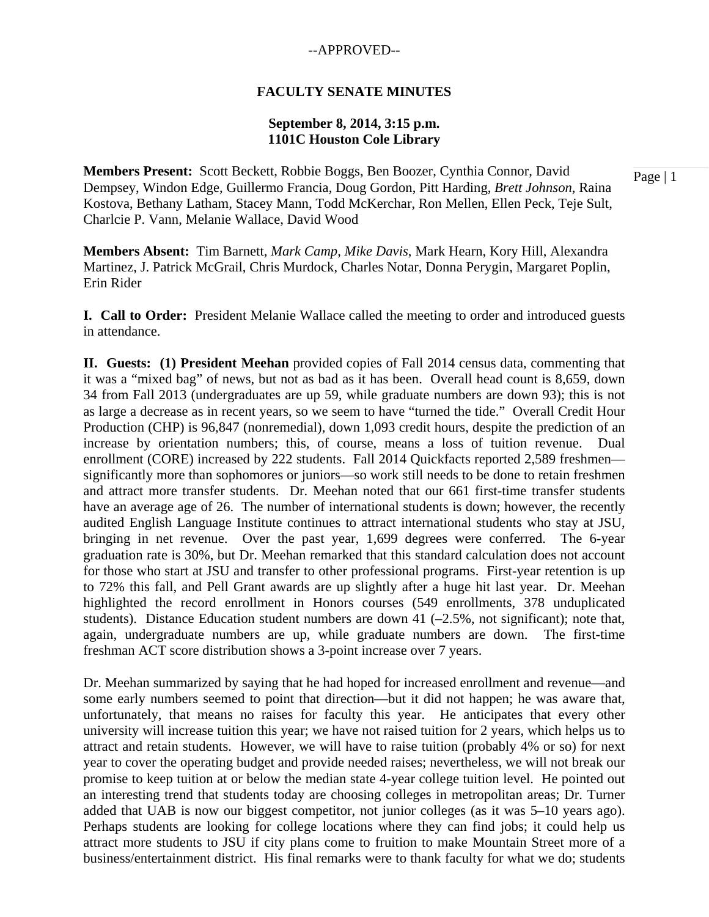--APPROVED--

# FACULTY SENATE MINUTES

**September 8, 2014, 3:15 p.m.**
**1101C Houston Cole Library**

**Members Present:** Scott Beckett, Robbie Boggs, Ben Boozer, Cynthia Connor, David Dempsey, Windon Edge, Guillermo Francia, Doug Gordon, Pitt Harding, *Brett Johnson*, Raina Kostova, Bethany Latham, Stacey Mann, Todd McKerchar, Ron Mellen, Ellen Peck, Teje Sult, Charlcie P. Vann, Melanie Wallace, David Wood

**Members Absent:** Tim Barnett, *Mark Camp*, *Mike Davis*, Mark Hearn, Kory Hill, Alexandra Martinez, J. Patrick McGrail, Chris Murdock, Charles Notar, Donna Perygin, Margaret Poplin, Erin Rider

**I. Call to Order:** President Melanie Wallace called the meeting to order and introduced guests in attendance.

**II. Guests: (1) President Meehan** provided copies of Fall 2014 census data, commenting that it was a "mixed bag" of news, but not as bad as it has been. Overall head count is 8,659, down 34 from Fall 2013 (undergraduates are up 59, while graduate numbers are down 93); this is not as large a decrease as in recent years, so we seem to have "turned the tide." Overall Credit Hour Production (CHP) is 96,847 (nonremedial), down 1,093 credit hours, despite the prediction of an increase by orientation numbers; this, of course, means a loss of tuition revenue. Dual enrollment (CORE) increased by 222 students. Fall 2014 Quickfacts reported 2,589 freshmen—significantly more than sophomores or juniors—so work still needs to be done to retain freshmen and attract more transfer students. Dr. Meehan noted that our 661 first-time transfer students have an average age of 26. The number of international students is down; however, the recently audited English Language Institute continues to attract international students who stay at JSU, bringing in net revenue. Over the past year, 1,699 degrees were conferred. The 6-year graduation rate is 30%, but Dr. Meehan remarked that this standard calculation does not account for those who start at JSU and transfer to other professional programs. First-year retention is up to 72% this fall, and Pell Grant awards are up slightly after a huge hit last year. Dr. Meehan highlighted the record enrollment in Honors courses (549 enrollments, 378 unduplicated students). Distance Education student numbers are down 41 (–2.5%, not significant); note that, again, undergraduate numbers are up, while graduate numbers are down. The first-time freshman ACT score distribution shows a 3-point increase over 7 years.

Dr. Meehan summarized by saying that he had hoped for increased enrollment and revenue—and some early numbers seemed to point that direction—but it did not happen; he was aware that, unfortunately, that means no raises for faculty this year. He anticipates that every other university will increase tuition this year; we have not raised tuition for 2 years, which helps us to attract and retain students. However, we will have to raise tuition (probably 4% or so) for next year to cover the operating budget and provide needed raises; nevertheless, we will not break our promise to keep tuition at or below the median state 4-year college tuition level. He pointed out an interesting trend that students today are choosing colleges in metropolitan areas; Dr. Turner added that UAB is now our biggest competitor, not junior colleges (as it was 5–10 years ago). Perhaps students are looking for college locations where they can find jobs; it could help us attract more students to JSU if city plans come to fruition to make Mountain Street more of a business/entertainment district. His final remarks were to thank faculty for what we do; students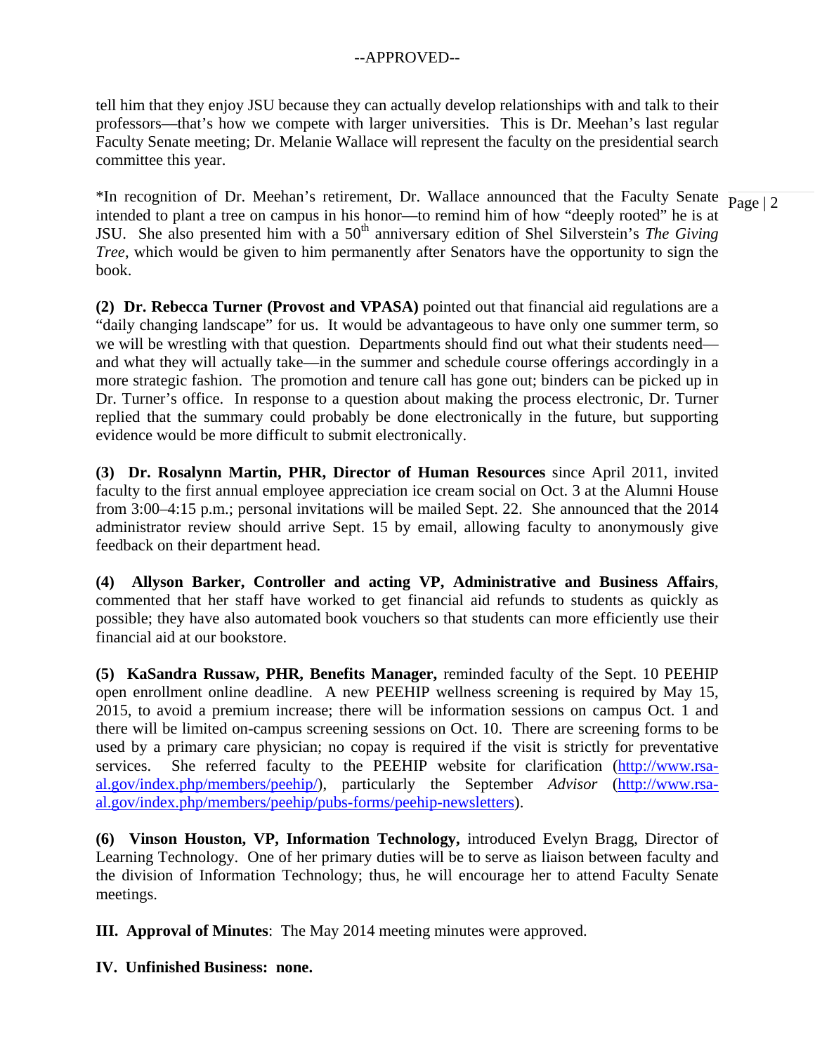tell him that they enjoy JSU because they can actually develop relationships with and talk to their professors—that's how we compete with larger universities. This is Dr. Meehan's last regular Faculty Senate meeting; Dr. Melanie Wallace will represent the faculty on the presidential search committee this year.

*In recognition of Dr. Meehan's retirement, Dr. Wallace announced that the Faculty Senate intended to plant a tree on campus in his honor—to remind him of how "deeply rooted" he is at JSU. She also presented him with a 50th anniversary edition of Shel Silverstein's *The Giving Tree*, which would be given to him permanently after Senators have the opportunity to sign the book.

**(2) Dr. Rebecca Turner (Provost and VPASA)** pointed out that financial aid regulations are a "daily changing landscape" for us. It would be advantageous to have only one summer term, so we will be wrestling with that question. Departments should find out what their students need—and what they will actually take—in the summer and schedule course offerings accordingly in a more strategic fashion. The promotion and tenure call has gone out; binders can be picked up in Dr. Turner's office. In response to a question about making the process electronic, Dr. Turner replied that the summary could probably be done electronically in the future, but supporting evidence would be more difficult to submit electronically.

**(3) Dr. Rosalynn Martin, PHR, Director of Human Resources** since April 2011, invited faculty to the first annual employee appreciation ice cream social on Oct. 3 at the Alumni House from 3:00–4:15 p.m.; personal invitations will be mailed Sept. 22. She announced that the 2014 administrator review should arrive Sept. 15 by email, allowing faculty to anonymously give feedback on their department head.

**(4) Allyson Barker, Controller and acting VP, Administrative and Business Affairs**, commented that her staff have worked to get financial aid refunds to students as quickly as possible; they have also automated book vouchers so that students can more efficiently use their financial aid at our bookstore.

**(5) KaSandra Russaw, PHR, Benefits Manager,** reminded faculty of the Sept. 10 PEEHIP open enrollment online deadline. A new PEEHIP wellness screening is required by May 15, 2015, to avoid a premium increase; there will be information sessions on campus Oct. 1 and there will be limited on-campus screening sessions on Oct. 10. There are screening forms to be used by a primary care physician; no copay is required if the visit is strictly for preventative services. She referred faculty to the PEEHIP website for clarification (http://www.rsa-al.gov/index.php/members/peehip/), particularly the September *Advisor* (http://www.rsa-al.gov/index.php/members/peehip/pubs-forms/peehip-newsletters).

**(6) Vinson Houston, VP, Information Technology,** introduced Evelyn Bragg, Director of Learning Technology. One of her primary duties will be to serve as liaison between faculty and the division of Information Technology; thus, he will encourage her to attend Faculty Senate meetings.

**III. Approval of Minutes**: The May 2014 meeting minutes were approved.

**IV. Unfinished Business: none.**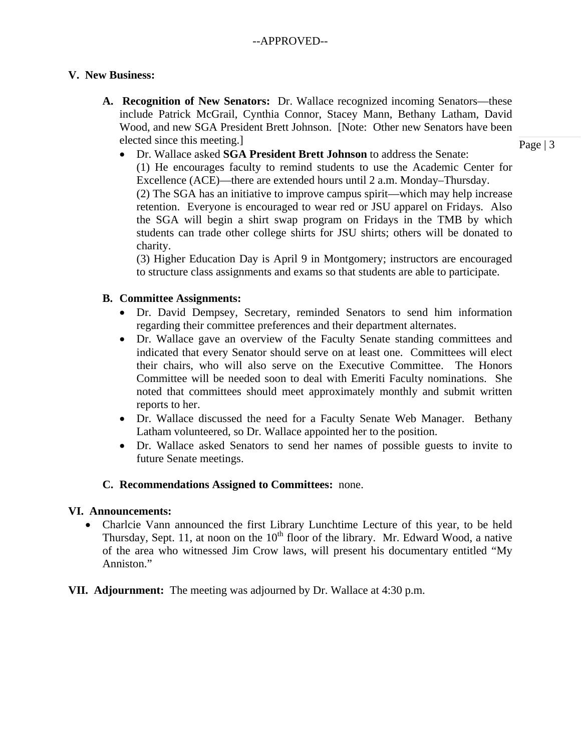--APPROVED--

## V. New Business:

**A. Recognition of New Senators:** Dr. Wallace recognized incoming Senators—these include Patrick McGrail, Cynthia Connor, Stacey Mann, Bethany Latham, David Wood, and new SGA President Brett Johnson. [Note: Other new Senators have been elected since this meeting.]

- Dr. Wallace asked **SGA President Brett Johnson** to address the Senate:
  (1) He encourages faculty to remind students to use the Academic Center for Excellence (ACE)—there are extended hours until 2 a.m. Monday–Thursday.
  (2) The SGA has an initiative to improve campus spirit—which may help increase retention. Everyone is encouraged to wear red or JSU apparel on Fridays. Also the SGA will begin a shirt swap program on Fridays in the TMB by which students can trade other college shirts for JSU shirts; others will be donated to charity.
  (3) Higher Education Day is April 9 in Montgomery; instructors are encouraged to structure class assignments and exams so that students are able to participate.

**B. Committee Assignments:**

- Dr. David Dempsey, Secretary, reminded Senators to send him information regarding their committee preferences and their department alternates.
- Dr. Wallace gave an overview of the Faculty Senate standing committees and indicated that every Senator should serve on at least one. Committees will elect their chairs, who will also serve on the Executive Committee. The Honors Committee will be needed soon to deal with Emeriti Faculty nominations. She noted that committees should meet approximately monthly and submit written reports to her.
- Dr. Wallace discussed the need for a Faculty Senate Web Manager. Bethany Latham volunteered, so Dr. Wallace appointed her to the position.
- Dr. Wallace asked Senators to send her names of possible guests to invite to future Senate meetings.

**C. Recommendations Assigned to Committees:** none.

## VI. Announcements:

- Charlcie Vann announced the first Library Lunchtime Lecture of this year, to be held Thursday, Sept. 11, at noon on the 10th floor of the library. Mr. Edward Wood, a native of the area who witnessed Jim Crow laws, will present his documentary entitled "My Anniston."

## VII. Adjournment:

The meeting was adjourned by Dr. Wallace at 4:30 p.m.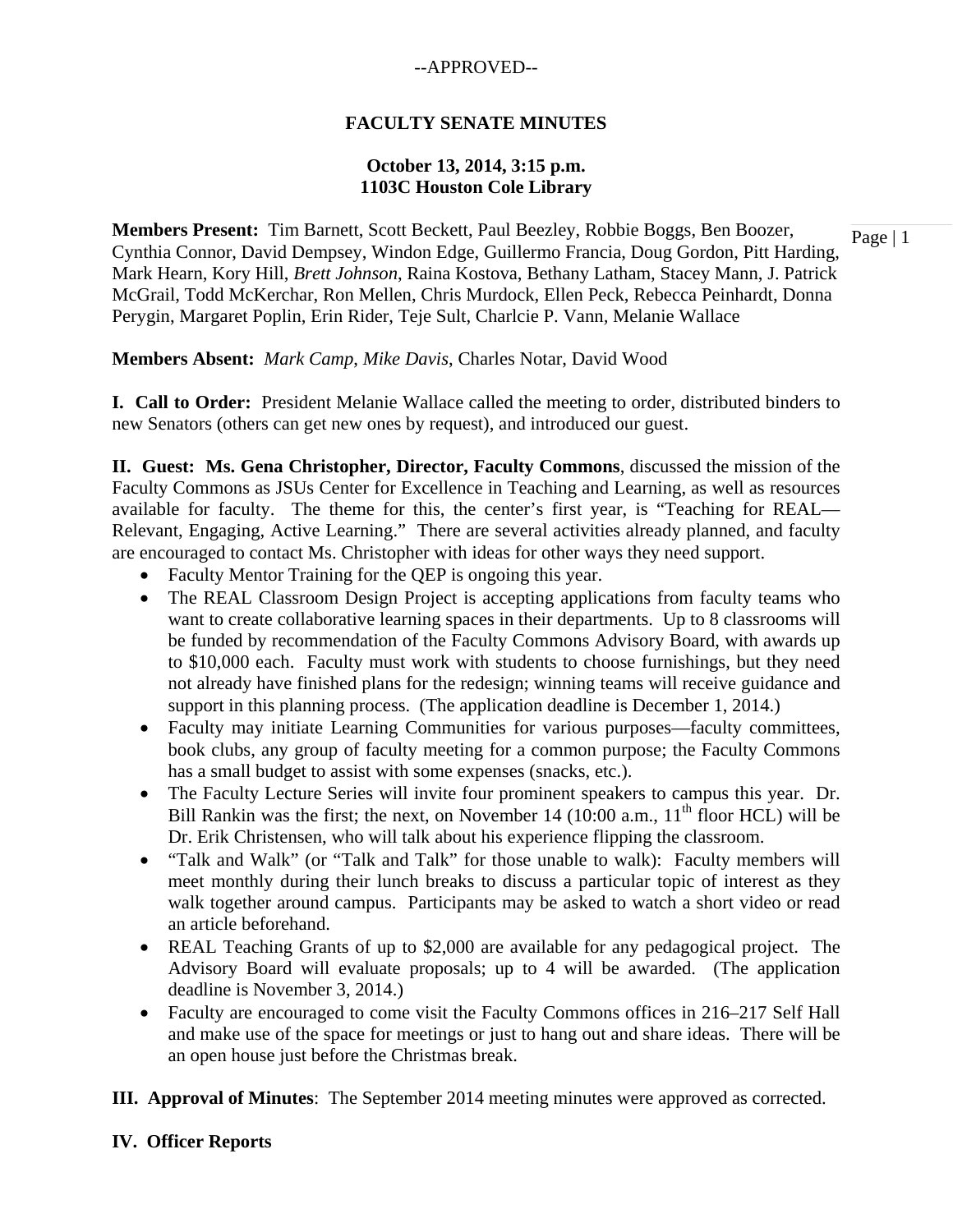--APPROVED--

# FACULTY SENATE MINUTES

**October 13, 2014, 3:15 p.m.**
**1103C Houston Cole Library**

**Members Present:** Tim Barnett, Scott Beckett, Paul Beezley, Robbie Boggs, Ben Boozer, Cynthia Connor, David Dempsey, Windon Edge, Guillermo Francia, Doug Gordon, Pitt Harding, Mark Hearn, Kory Hill, *Brett Johnson*, Raina Kostova, Bethany Latham, Stacey Mann, J. Patrick McGrail, Todd McKerchar, Ron Mellen, Chris Murdock, Ellen Peck, Rebecca Peinhardt, Donna Perygin, Margaret Poplin, Erin Rider, Teje Sult, Charlcie P. Vann, Melanie Wallace

**Members Absent:** *Mark Camp*, *Mike Davis*, Charles Notar, David Wood

**I. Call to Order:** President Melanie Wallace called the meeting to order, distributed binders to new Senators (others can get new ones by request), and introduced our guest.

**II. Guest: Ms. Gena Christopher, Director, Faculty Commons**, discussed the mission of the Faculty Commons as JSUs Center for Excellence in Teaching and Learning, as well as resources available for faculty. The theme for this, the center's first year, is "Teaching for REAL—Relevant, Engaging, Active Learning." There are several activities already planned, and faculty are encouraged to contact Ms. Christopher with ideas for other ways they need support.

- Faculty Mentor Training for the QEP is ongoing this year.
- The REAL Classroom Design Project is accepting applications from faculty teams who want to create collaborative learning spaces in their departments. Up to 8 classrooms will be funded by recommendation of the Faculty Commons Advisory Board, with awards up to $10,000 each. Faculty must work with students to choose furnishings, but they need not already have finished plans for the redesign; winning teams will receive guidance and support in this planning process. (The application deadline is December 1, 2014.)
- Faculty may initiate Learning Communities for various purposes—faculty committees, book clubs, any group of faculty meeting for a common purpose; the Faculty Commons has a small budget to assist with some expenses (snacks, etc.).
- The Faculty Lecture Series will invite four prominent speakers to campus this year. Dr. Bill Rankin was the first; the next, on November 14 (10:00 a.m., 11th floor HCL) will be Dr. Erik Christensen, who will talk about his experience flipping the classroom.
- "Talk and Walk" (or "Talk and Talk" for those unable to walk): Faculty members will meet monthly during their lunch breaks to discuss a particular topic of interest as they walk together around campus. Participants may be asked to watch a short video or read an article beforehand.
- REAL Teaching Grants of up to $2,000 are available for any pedagogical project. The Advisory Board will evaluate proposals; up to 4 will be awarded. (The application deadline is November 3, 2014.)
- Faculty are encouraged to come visit the Faculty Commons offices in 216–217 Self Hall and make use of the space for meetings or just to hang out and share ideas. There will be an open house just before the Christmas break.

**III. Approval of Minutes**: The September 2014 meeting minutes were approved as corrected.

**IV. Officer Reports**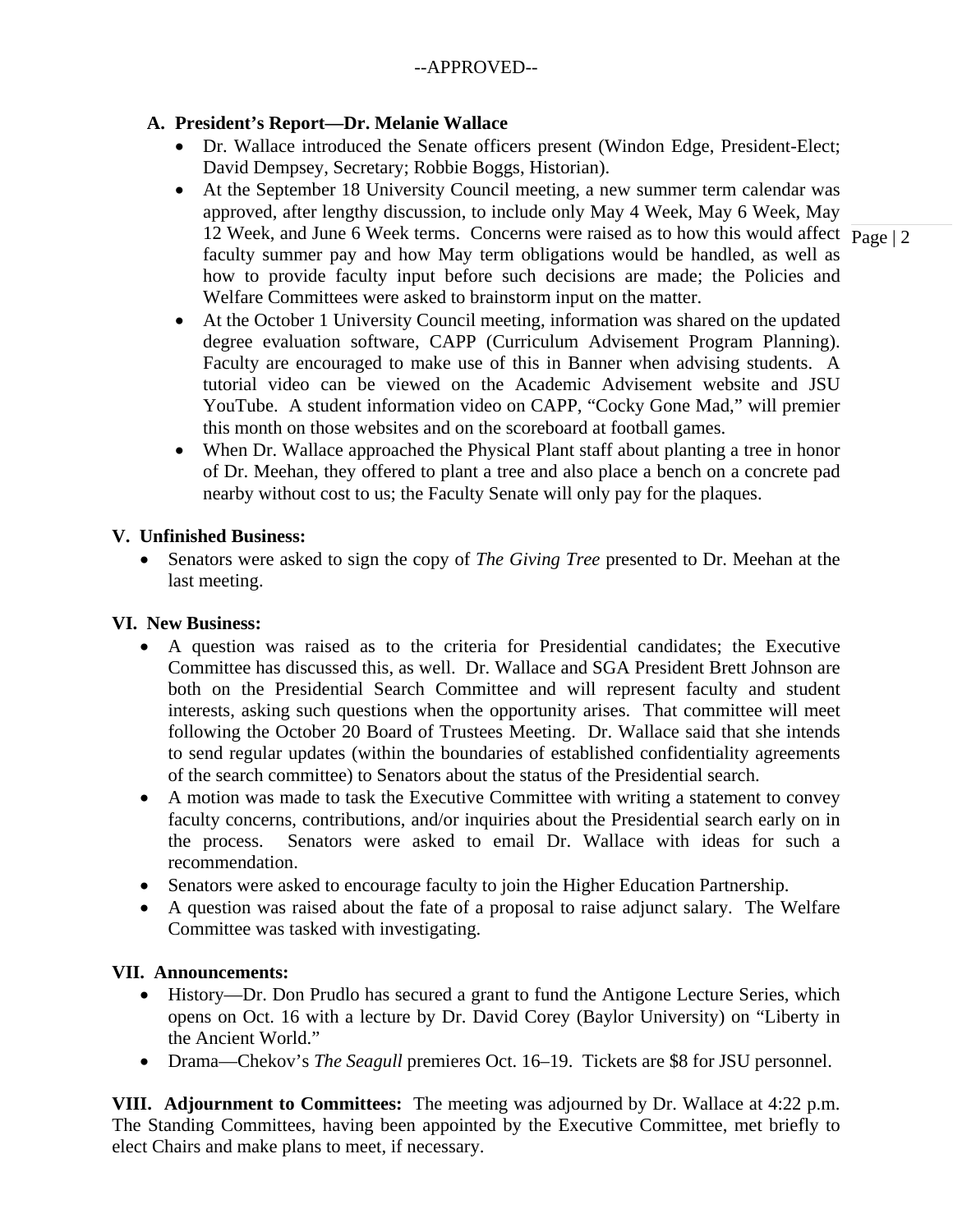--APPROVED--

**A. President's Report—Dr. Melanie Wallace**

- Dr. Wallace introduced the Senate officers present (Windon Edge, President-Elect; David Dempsey, Secretary; Robbie Boggs, Historian).
- At the September 18 University Council meeting, a new summer term calendar was approved, after lengthy discussion, to include only May 4 Week, May 6 Week, May 12 Week, and June 6 Week terms. Concerns were raised as to how this would affect faculty summer pay and how May term obligations would be handled, as well as how to provide faculty input before such decisions are made; the Policies and Welfare Committees were asked to brainstorm input on the matter.
- At the October 1 University Council meeting, information was shared on the updated degree evaluation software, CAPP (Curriculum Advisement Program Planning). Faculty are encouraged to make use of this in Banner when advising students. A tutorial video can be viewed on the Academic Advisement website and JSU YouTube. A student information video on CAPP, "Cocky Gone Mad," will premier this month on those websites and on the scoreboard at football games.
- When Dr. Wallace approached the Physical Plant staff about planting a tree in honor of Dr. Meehan, they offered to plant a tree and also place a bench on a concrete pad nearby without cost to us; the Faculty Senate will only pay for the plaques.

**V. Unfinished Business:**

- Senators were asked to sign the copy of *The Giving Tree* presented to Dr. Meehan at the last meeting.

**VI. New Business:**

- A question was raised as to the criteria for Presidential candidates; the Executive Committee has discussed this, as well. Dr. Wallace and SGA President Brett Johnson are both on the Presidential Search Committee and will represent faculty and student interests, asking such questions when the opportunity arises. That committee will meet following the October 20 Board of Trustees Meeting. Dr. Wallace said that she intends to send regular updates (within the boundaries of established confidentiality agreements of the search committee) to Senators about the status of the Presidential search.
- A motion was made to task the Executive Committee with writing a statement to convey faculty concerns, contributions, and/or inquiries about the Presidential search early on in the process. Senators were asked to email Dr. Wallace with ideas for such a recommendation.
- Senators were asked to encourage faculty to join the Higher Education Partnership.
- A question was raised about the fate of a proposal to raise adjunct salary. The Welfare Committee was tasked with investigating.

**VII. Announcements:**

- History—Dr. Don Prudlo has secured a grant to fund the Antigone Lecture Series, which opens on Oct. 16 with a lecture by Dr. David Corey (Baylor University) on "Liberty in the Ancient World."
- Drama—Chekov's *The Seagull* premieres Oct. 16–19. Tickets are $8 for JSU personnel.

**VIII. Adjournment to Committees:** The meeting was adjourned by Dr. Wallace at 4:22 p.m. The Standing Committees, having been appointed by the Executive Committee, met briefly to elect Chairs and make plans to meet, if necessary.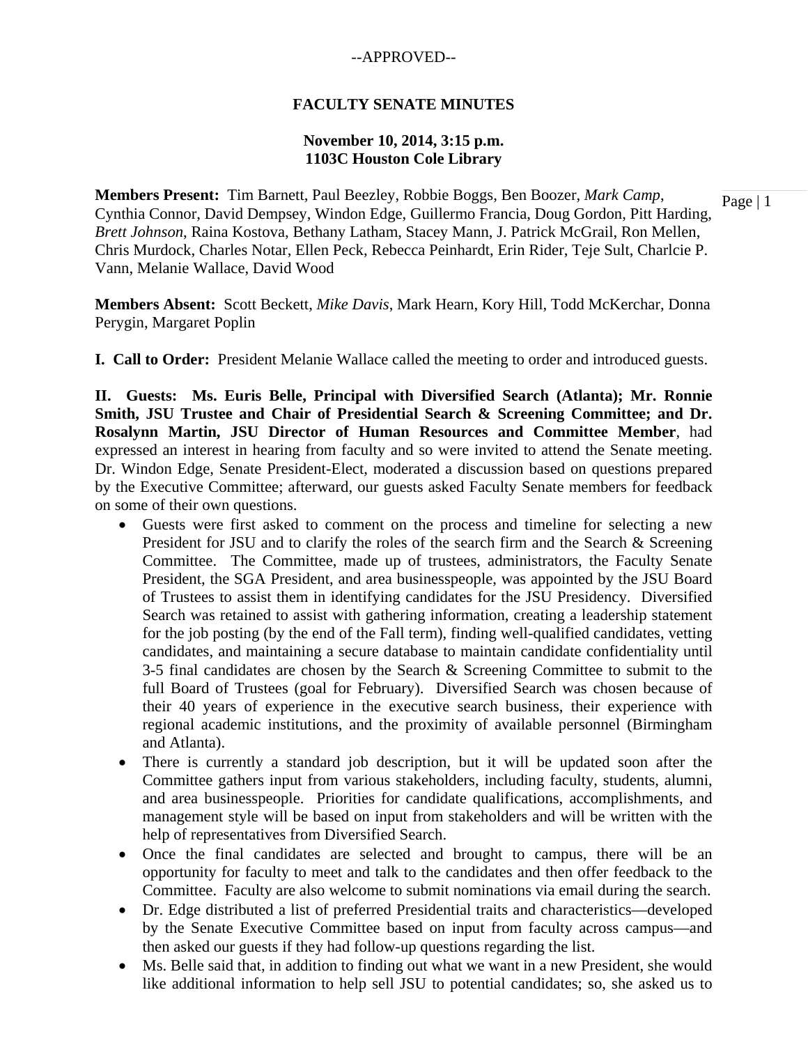--APPROVED--

# FACULTY SENATE MINUTES

**November 10, 2014, 3:15 p.m.**
**1103C Houston Cole Library**

**Members Present:** Tim Barnett, Paul Beezley, Robbie Boggs, Ben Boozer, *Mark Camp*, Cynthia Connor, David Dempsey, Windon Edge, Guillermo Francia, Doug Gordon, Pitt Harding, *Brett Johnson*, Raina Kostova, Bethany Latham, Stacey Mann, J. Patrick McGrail, Ron Mellen, Chris Murdock, Charles Notar, Ellen Peck, Rebecca Peinhardt, Erin Rider, Teje Sult, Charlcie P. Vann, Melanie Wallace, David Wood

**Members Absent:** Scott Beckett, *Mike Davis*, Mark Hearn, Kory Hill, Todd McKerchar, Donna Perygin, Margaret Poplin

**I. Call to Order:** President Melanie Wallace called the meeting to order and introduced guests.

**II. Guests: Ms. Euris Belle, Principal with Diversified Search (Atlanta); Mr. Ronnie Smith, JSU Trustee and Chair of Presidential Search & Screening Committee; and Dr. Rosalynn Martin, JSU Director of Human Resources and Committee Member**, had expressed an interest in hearing from faculty and so were invited to attend the Senate meeting. Dr. Windon Edge, Senate President-Elect, moderated a discussion based on questions prepared by the Executive Committee; afterward, our guests asked Faculty Senate members for feedback on some of their own questions.

- Guests were first asked to comment on the process and timeline for selecting a new President for JSU and to clarify the roles of the search firm and the Search & Screening Committee. The Committee, made up of trustees, administrators, the Faculty Senate President, the SGA President, and area businesspeople, was appointed by the JSU Board of Trustees to assist them in identifying candidates for the JSU Presidency. Diversified Search was retained to assist with gathering information, creating a leadership statement for the job posting (by the end of the Fall term), finding well-qualified candidates, vetting candidates, and maintaining a secure database to maintain candidate confidentiality until 3-5 final candidates are chosen by the Search & Screening Committee to submit to the full Board of Trustees (goal for February). Diversified Search was chosen because of their 40 years of experience in the executive search business, their experience with regional academic institutions, and the proximity of available personnel (Birmingham and Atlanta).
- There is currently a standard job description, but it will be updated soon after the Committee gathers input from various stakeholders, including faculty, students, alumni, and area businesspeople. Priorities for candidate qualifications, accomplishments, and management style will be based on input from stakeholders and will be written with the help of representatives from Diversified Search.
- Once the final candidates are selected and brought to campus, there will be an opportunity for faculty to meet and talk to the candidates and then offer feedback to the Committee. Faculty are also welcome to submit nominations via email during the search.
- Dr. Edge distributed a list of preferred Presidential traits and characteristics—developed by the Senate Executive Committee based on input from faculty across campus—and then asked our guests if they had follow-up questions regarding the list.
- Ms. Belle said that, in addition to finding out what we want in a new President, she would like additional information to help sell JSU to potential candidates; so, she asked us to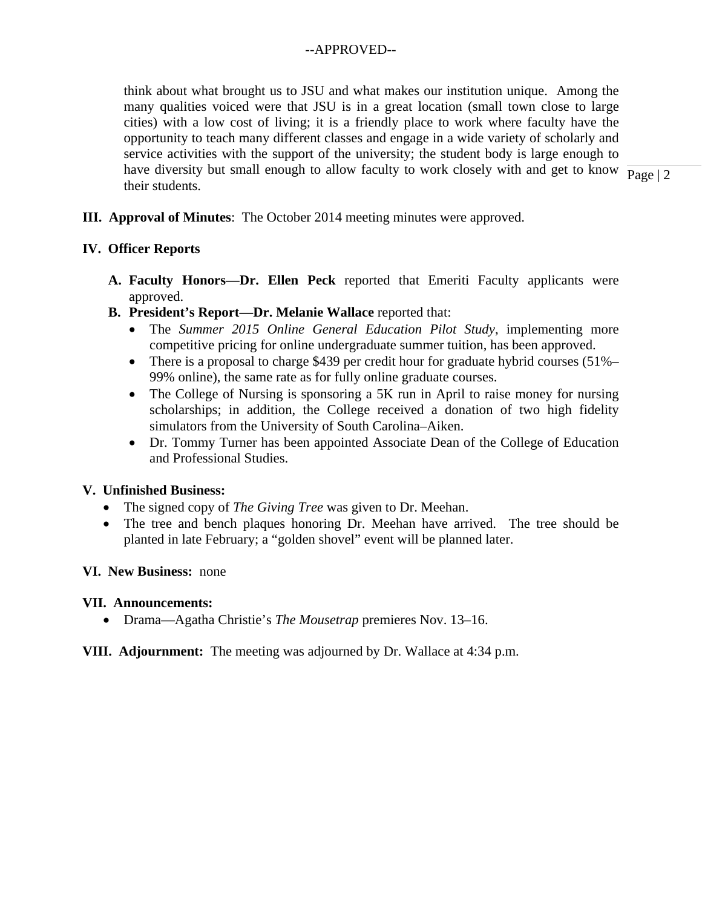--APPROVED--

think about what brought us to JSU and what makes our institution unique. Among the many qualities voiced were that JSU is in a great location (small town close to large cities) with a low cost of living; it is a friendly place to work where faculty have the opportunity to teach many different classes and engage in a wide variety of scholarly and service activities with the support of the university; the student body is large enough to have diversity but small enough to allow faculty to work closely with and get to know their students.

**III. Approval of Minutes**: The October 2014 meeting minutes were approved.

**IV. Officer Reports**

A. **Faculty Honors—Dr. Ellen Peck** reported that Emeriti Faculty applicants were approved.

B. **President's Report—Dr. Melanie Wallace** reported that:
   - The *Summer 2015 Online General Education Pilot Study*, implementing more competitive pricing for online undergraduate summer tuition, has been approved.
   - There is a proposal to charge $439 per credit hour for graduate hybrid courses (51%–99% online), the same rate as for fully online graduate courses.
   - The College of Nursing is sponsoring a 5K run in April to raise money for nursing scholarships; in addition, the College received a donation of two high fidelity simulators from the University of South Carolina–Aiken.
   - Dr. Tommy Turner has been appointed Associate Dean of the College of Education and Professional Studies.

**V. Unfinished Business:**
- The signed copy of *The Giving Tree* was given to Dr. Meehan.
- The tree and bench plaques honoring Dr. Meehan have arrived. The tree should be planted in late February; a "golden shovel" event will be planned later.

**VI. New Business:** none

**VII. Announcements:**
- Drama—Agatha Christie's *The Mousetrap* premieres Nov. 13–16.

**VIII. Adjournment:** The meeting was adjourned by Dr. Wallace at 4:34 p.m.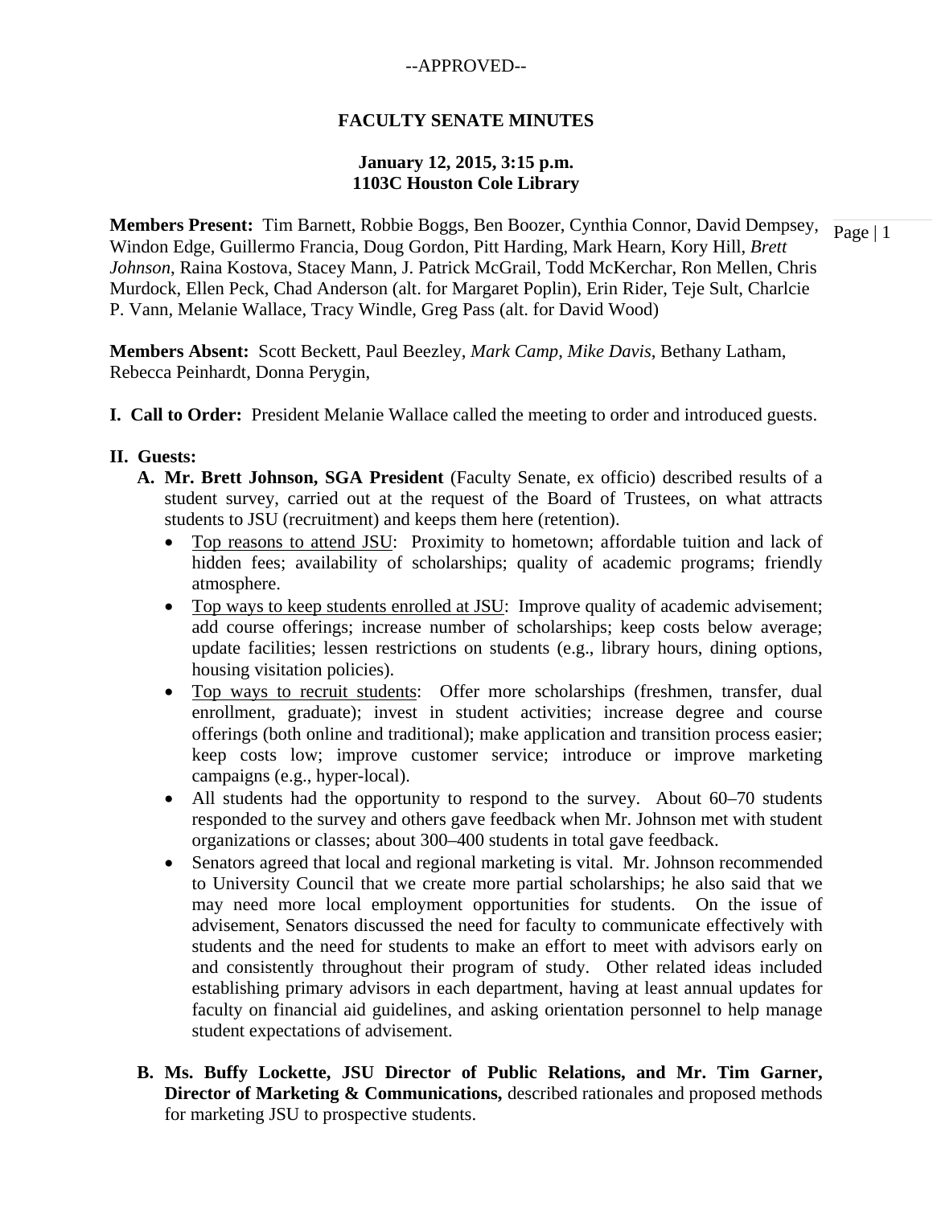--APPROVED--

# FACULTY SENATE MINUTES

**January 12, 2015, 3:15 p.m.**
**1103C Houston Cole Library**

**Members Present:** Tim Barnett, Robbie Boggs, Ben Boozer, Cynthia Connor, David Dempsey, Windon Edge, Guillermo Francia, Doug Gordon, Pitt Harding, Mark Hearn, Kory Hill, *Brett Johnson*, Raina Kostova, Stacey Mann, J. Patrick McGrail, Todd McKerchar, Ron Mellen, Chris Murdock, Ellen Peck, Chad Anderson (alt. for Margaret Poplin), Erin Rider, Teje Sult, Charlcie P. Vann, Melanie Wallace, Tracy Windle, Greg Pass (alt. for David Wood)

**Members Absent:** Scott Beckett, Paul Beezley, *Mark Camp*, *Mike Davis*, Bethany Latham, Rebecca Peinhardt, Donna Perygin,

**I. Call to Order:** President Melanie Wallace called the meeting to order and introduced guests.

**II. Guests:**

**A. Mr. Brett Johnson, SGA President** (Faculty Senate, ex officio) described results of a student survey, carried out at the request of the Board of Trustees, on what attracts students to JSU (recruitment) and keeps them here (retention).

- Top reasons to attend JSU: Proximity to hometown; affordable tuition and lack of hidden fees; availability of scholarships; quality of academic programs; friendly atmosphere.
- Top ways to keep students enrolled at JSU: Improve quality of academic advisement; add course offerings; increase number of scholarships; keep costs below average; update facilities; lessen restrictions on students (e.g., library hours, dining options, housing visitation policies).
- Top ways to recruit students: Offer more scholarships (freshmen, transfer, dual enrollment, graduate); invest in student activities; increase degree and course offerings (both online and traditional); make application and transition process easier; keep costs low; improve customer service; introduce or improve marketing campaigns (e.g., hyper-local).
- All students had the opportunity to respond to the survey. About 60–70 students responded to the survey and others gave feedback when Mr. Johnson met with student organizations or classes; about 300–400 students in total gave feedback.
- Senators agreed that local and regional marketing is vital. Mr. Johnson recommended to University Council that we create more partial scholarships; he also said that we may need more local employment opportunities for students. On the issue of advisement, Senators discussed the need for faculty to communicate effectively with students and the need for students to make an effort to meet with advisors early on and consistently throughout their program of study. Other related ideas included establishing primary advisors in each department, having at least annual updates for faculty on financial aid guidelines, and asking orientation personnel to help manage student expectations of advisement.

**B. Ms. Buffy Lockette, JSU Director of Public Relations, and Mr. Tim Garner, Director of Marketing & Communications,** described rationales and proposed methods for marketing JSU to prospective students.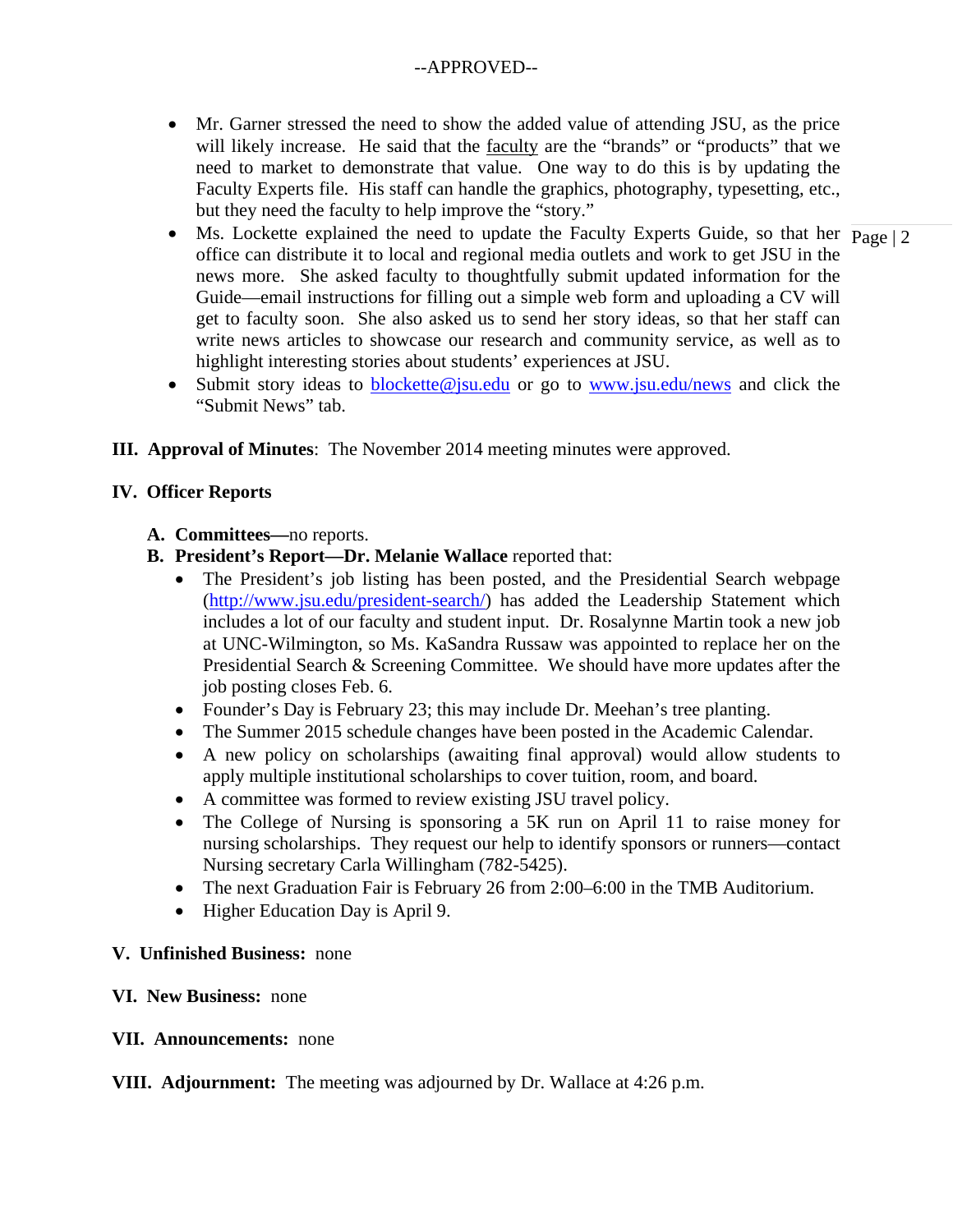--APPROVED--

- Mr. Garner stressed the need to show the added value of attending JSU, as the price will likely increase. He said that the faculty are the "brands" or "products" that we need to market to demonstrate that value. One way to do this is by updating the Faculty Experts file. His staff can handle the graphics, photography, typesetting, etc., but they need the faculty to help improve the "story."
- Ms. Lockette explained the need to update the Faculty Experts Guide, so that her office can distribute it to local and regional media outlets and work to get JSU in the news more. She asked faculty to thoughtfully submit updated information for the Guide—email instructions for filling out a simple web form and uploading a CV will get to faculty soon. She also asked us to send her story ideas, so that her staff can write news articles to showcase our research and community service, as well as to highlight interesting stories about students' experiences at JSU.
- Submit story ideas to blockette@jsu.edu or go to www.jsu.edu/news and click the "Submit News" tab.

**III. Approval of Minutes**: The November 2014 meeting minutes were approved.

**IV. Officer Reports**

**A. Committees—**no reports.

**B. President's Report—Dr. Melanie Wallace** reported that:

- The President's job listing has been posted, and the Presidential Search webpage (http://www.jsu.edu/president-search/) has added the Leadership Statement which includes a lot of our faculty and student input. Dr. Rosalynne Martin took a new job at UNC-Wilmington, so Ms. KaSandra Russaw was appointed to replace her on the Presidential Search & Screening Committee. We should have more updates after the job posting closes Feb. 6.
- Founder's Day is February 23; this may include Dr. Meehan's tree planting.
- The Summer 2015 schedule changes have been posted in the Academic Calendar.
- A new policy on scholarships (awaiting final approval) would allow students to apply multiple institutional scholarships to cover tuition, room, and board.
- A committee was formed to review existing JSU travel policy.
- The College of Nursing is sponsoring a 5K run on April 11 to raise money for nursing scholarships. They request our help to identify sponsors or runners—contact Nursing secretary Carla Willingham (782-5425).
- The next Graduation Fair is February 26 from 2:00–6:00 in the TMB Auditorium.
- Higher Education Day is April 9.

**V. Unfinished Business:** none

**VI. New Business:** none

**VII. Announcements:** none

**VIII. Adjournment:** The meeting was adjourned by Dr. Wallace at 4:26 p.m.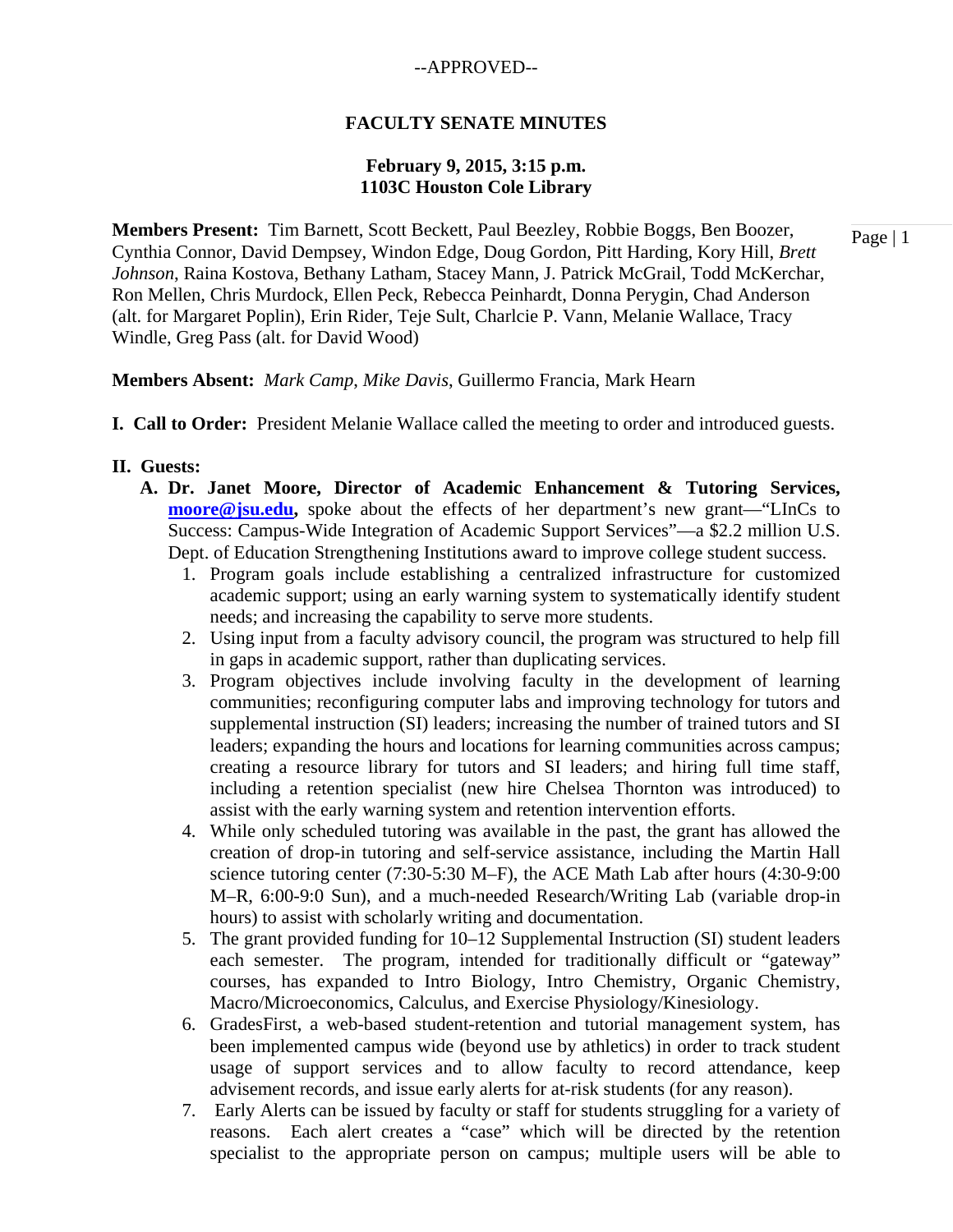--APPROVED--

# FACULTY SENATE MINUTES

**February 9, 2015, 3:15 p.m.**
**1103C Houston Cole Library**

**Members Present:** Tim Barnett, Scott Beckett, Paul Beezley, Robbie Boggs, Ben Boozer, Cynthia Connor, David Dempsey, Windon Edge, Doug Gordon, Pitt Harding, Kory Hill, *Brett Johnson*, Raina Kostova, Bethany Latham, Stacey Mann, J. Patrick McGrail, Todd McKerchar, Ron Mellen, Chris Murdock, Ellen Peck, Rebecca Peinhardt, Donna Perygin, Chad Anderson (alt. for Margaret Poplin), Erin Rider, Teje Sult, Charlcie P. Vann, Melanie Wallace, Tracy Windle, Greg Pass (alt. for David Wood)

**Members Absent:** *Mark Camp*, *Mike Davis*, Guillermo Francia, Mark Hearn

**I. Call to Order:** President Melanie Wallace called the meeting to order and introduced guests.

**II. Guests:**

**A. Dr. Janet Moore, Director of Academic Enhancement & Tutoring Services, moore@jsu.edu,** spoke about the effects of her department's new grant—"LInCs to Success: Campus-Wide Integration of Academic Support Services"—a $2.2 million U.S. Dept. of Education Strengthening Institutions award to improve college student success.

1. Program goals include establishing a centralized infrastructure for customized academic support; using an early warning system to systematically identify student needs; and increasing the capability to serve more students.
2. Using input from a faculty advisory council, the program was structured to help fill in gaps in academic support, rather than duplicating services.
3. Program objectives include involving faculty in the development of learning communities; reconfiguring computer labs and improving technology for tutors and supplemental instruction (SI) leaders; increasing the number of trained tutors and SI leaders; expanding the hours and locations for learning communities across campus; creating a resource library for tutors and SI leaders; and hiring full time staff, including a retention specialist (new hire Chelsea Thornton was introduced) to assist with the early warning system and retention intervention efforts.
4. While only scheduled tutoring was available in the past, the grant has allowed the creation of drop-in tutoring and self-service assistance, including the Martin Hall science tutoring center (7:30-5:30 M–F), the ACE Math Lab after hours (4:30-9:00 M–R, 6:00-9:0 Sun), and a much-needed Research/Writing Lab (variable drop-in hours) to assist with scholarly writing and documentation.
5. The grant provided funding for 10–12 Supplemental Instruction (SI) student leaders each semester. The program, intended for traditionally difficult or "gateway" courses, has expanded to Intro Biology, Intro Chemistry, Organic Chemistry, Macro/Microeconomics, Calculus, and Exercise Physiology/Kinesiology.
6. GradesFirst, a web-based student-retention and tutorial management system, has been implemented campus wide (beyond use by athletics) in order to track student usage of support services and to allow faculty to record attendance, keep advisement records, and issue early alerts for at-risk students (for any reason).
7. Early Alerts can be issued by faculty or staff for students struggling for a variety of reasons. Each alert creates a "case" which will be directed by the retention specialist to the appropriate person on campus; multiple users will be able to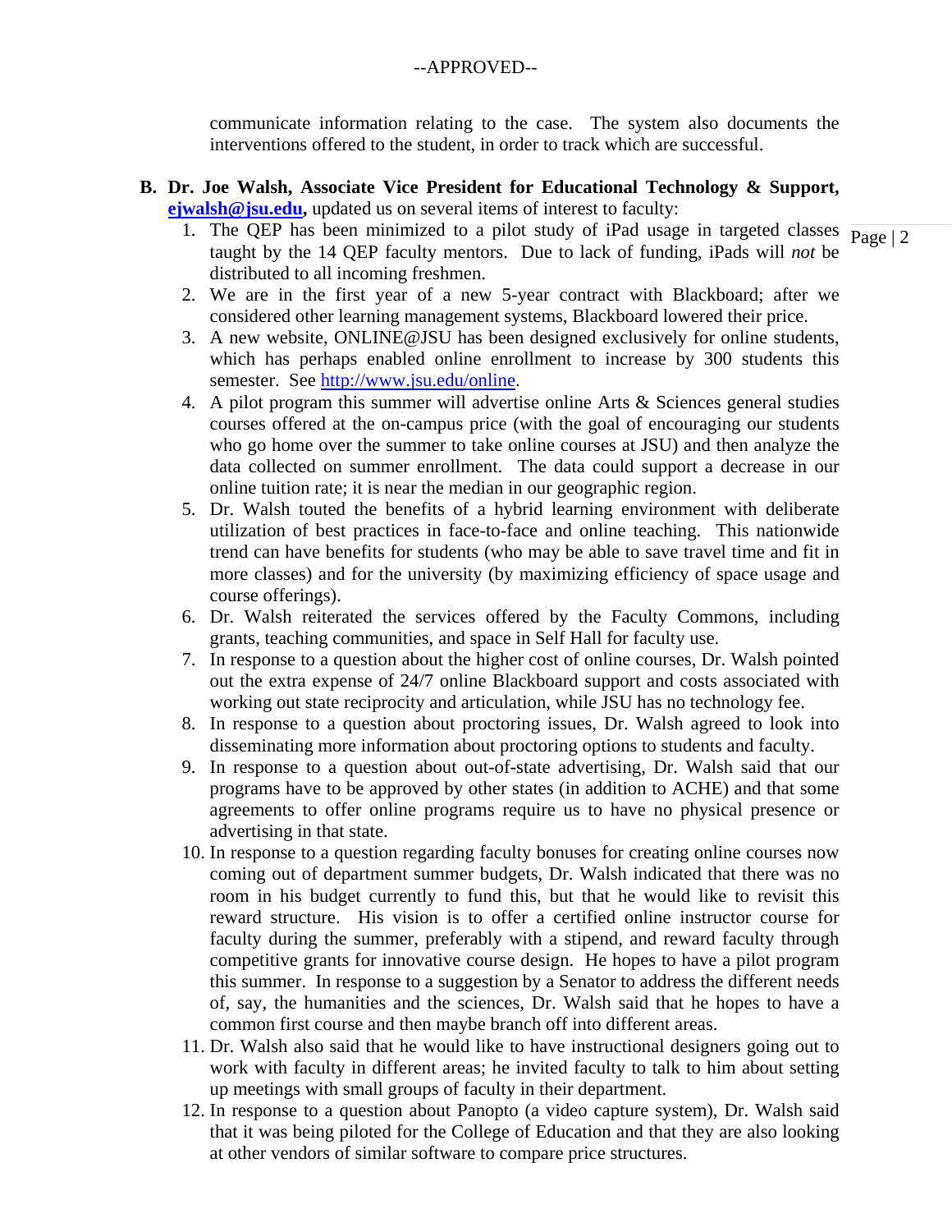communicate information relating to the case. The system also documents the interventions offered to the student, in order to track which are successful.

**B. Dr. Joe Walsh, Associate Vice President for Educational Technology & Support, [ejwalsh@jsu.edu](mailto:ejwalsh@jsu.edu),** updated us on several items of interest to faculty:

1. The QEP has been minimized to a pilot study of iPad usage in targeted classes taught by the 14 QEP faculty mentors. Due to lack of funding, iPads will *not* be distributed to all incoming freshmen.
2. We are in the first year of a new 5-year contract with Blackboard; after we considered other learning management systems, Blackboard lowered their price.
3. A new website, ONLINE@JSU has been designed exclusively for online students, which has perhaps enabled online enrollment to increase by 300 students this semester. See [http://www.jsu.edu/online](http://www.jsu.edu/online).
4. A pilot program this summer will advertise online Arts & Sciences general studies courses offered at the on-campus price (with the goal of encouraging our students who go home over the summer to take online courses at JSU) and then analyze the data collected on summer enrollment. The data could support a decrease in our online tuition rate; it is near the median in our geographic region.
5. Dr. Walsh touted the benefits of a hybrid learning environment with deliberate utilization of best practices in face-to-face and online teaching. This nationwide trend can have benefits for students (who may be able to save travel time and fit in more classes) and for the university (by maximizing efficiency of space usage and course offerings).
6. Dr. Walsh reiterated the services offered by the Faculty Commons, including grants, teaching communities, and space in Self Hall for faculty use.
7. In response to a question about the higher cost of online courses, Dr. Walsh pointed out the extra expense of 24/7 online Blackboard support and costs associated with working out state reciprocity and articulation, while JSU has no technology fee.
8. In response to a question about proctoring issues, Dr. Walsh agreed to look into disseminating more information about proctoring options to students and faculty.
9. In response to a question about out-of-state advertising, Dr. Walsh said that our programs have to be approved by other states (in addition to ACHE) and that some agreements to offer online programs require us to have no physical presence or advertising in that state.
10. In response to a question regarding faculty bonuses for creating online courses now coming out of department summer budgets, Dr. Walsh indicated that there was no room in his budget currently to fund this, but that he would like to revisit this reward structure. His vision is to offer a certified online instructor course for faculty during the summer, preferably with a stipend, and reward faculty through competitive grants for innovative course design. He hopes to have a pilot program this summer. In response to a suggestion by a Senator to address the different needs of, say, the humanities and the sciences, Dr. Walsh said that he hopes to have a common first course and then maybe branch off into different areas.
11. Dr. Walsh also said that he would like to have instructional designers going out to work with faculty in different areas; he invited faculty to talk to him about setting up meetings with small groups of faculty in their department.
12. In response to a question about Panopto (a video capture system), Dr. Walsh said that it was being piloted for the College of Education and that they are also looking at other vendors of similar software to compare price structures.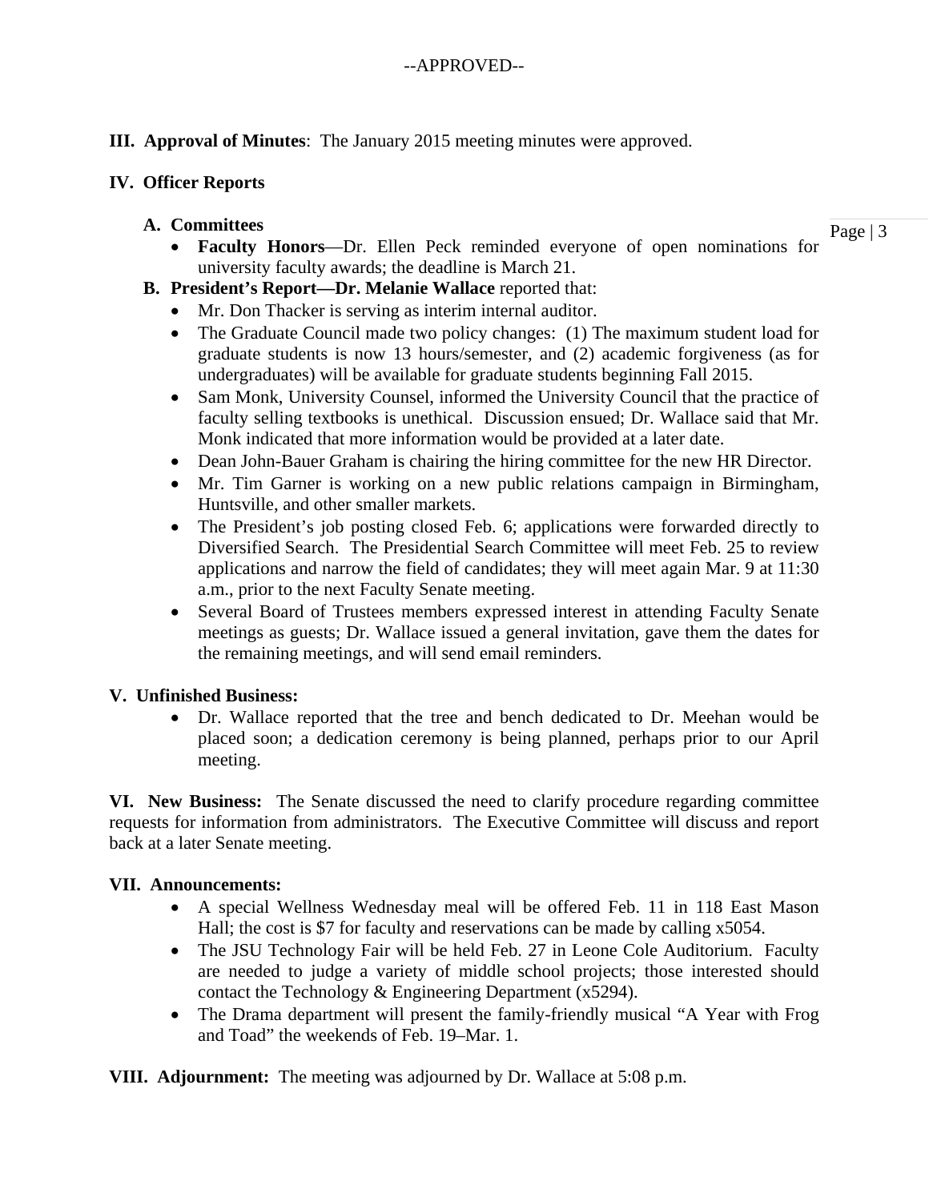--APPROVED--

**III. Approval of Minutes**: The January 2015 meeting minutes were approved.

**IV. Officer Reports**

**A. Committees**

- **Faculty Honors**—Dr. Ellen Peck reminded everyone of open nominations for university faculty awards; the deadline is March 21.

**B. President's Report—Dr. Melanie Wallace** reported that:

- Mr. Don Thacker is serving as interim internal auditor.
- The Graduate Council made two policy changes: (1) The maximum student load for graduate students is now 13 hours/semester, and (2) academic forgiveness (as for undergraduates) will be available for graduate students beginning Fall 2015.
- Sam Monk, University Counsel, informed the University Council that the practice of faculty selling textbooks is unethical. Discussion ensued; Dr. Wallace said that Mr. Monk indicated that more information would be provided at a later date.
- Dean John-Bauer Graham is chairing the hiring committee for the new HR Director.
- Mr. Tim Garner is working on a new public relations campaign in Birmingham, Huntsville, and other smaller markets.
- The President's job posting closed Feb. 6; applications were forwarded directly to Diversified Search. The Presidential Search Committee will meet Feb. 25 to review applications and narrow the field of candidates; they will meet again Mar. 9 at 11:30 a.m., prior to the next Faculty Senate meeting.
- Several Board of Trustees members expressed interest in attending Faculty Senate meetings as guests; Dr. Wallace issued a general invitation, gave them the dates for the remaining meetings, and will send email reminders.

**V. Unfinished Business:**

- Dr. Wallace reported that the tree and bench dedicated to Dr. Meehan would be placed soon; a dedication ceremony is being planned, perhaps prior to our April meeting.

**VI. New Business:** The Senate discussed the need to clarify procedure regarding committee requests for information from administrators. The Executive Committee will discuss and report back at a later Senate meeting.

**VII. Announcements:**

- A special Wellness Wednesday meal will be offered Feb. 11 in 118 East Mason Hall; the cost is $7 for faculty and reservations can be made by calling x5054.
- The JSU Technology Fair will be held Feb. 27 in Leone Cole Auditorium. Faculty are needed to judge a variety of middle school projects; those interested should contact the Technology & Engineering Department (x5294).
- The Drama department will present the family-friendly musical "A Year with Frog and Toad" the weekends of Feb. 19–Mar. 1.

**VIII. Adjournment:** The meeting was adjourned by Dr. Wallace at 5:08 p.m.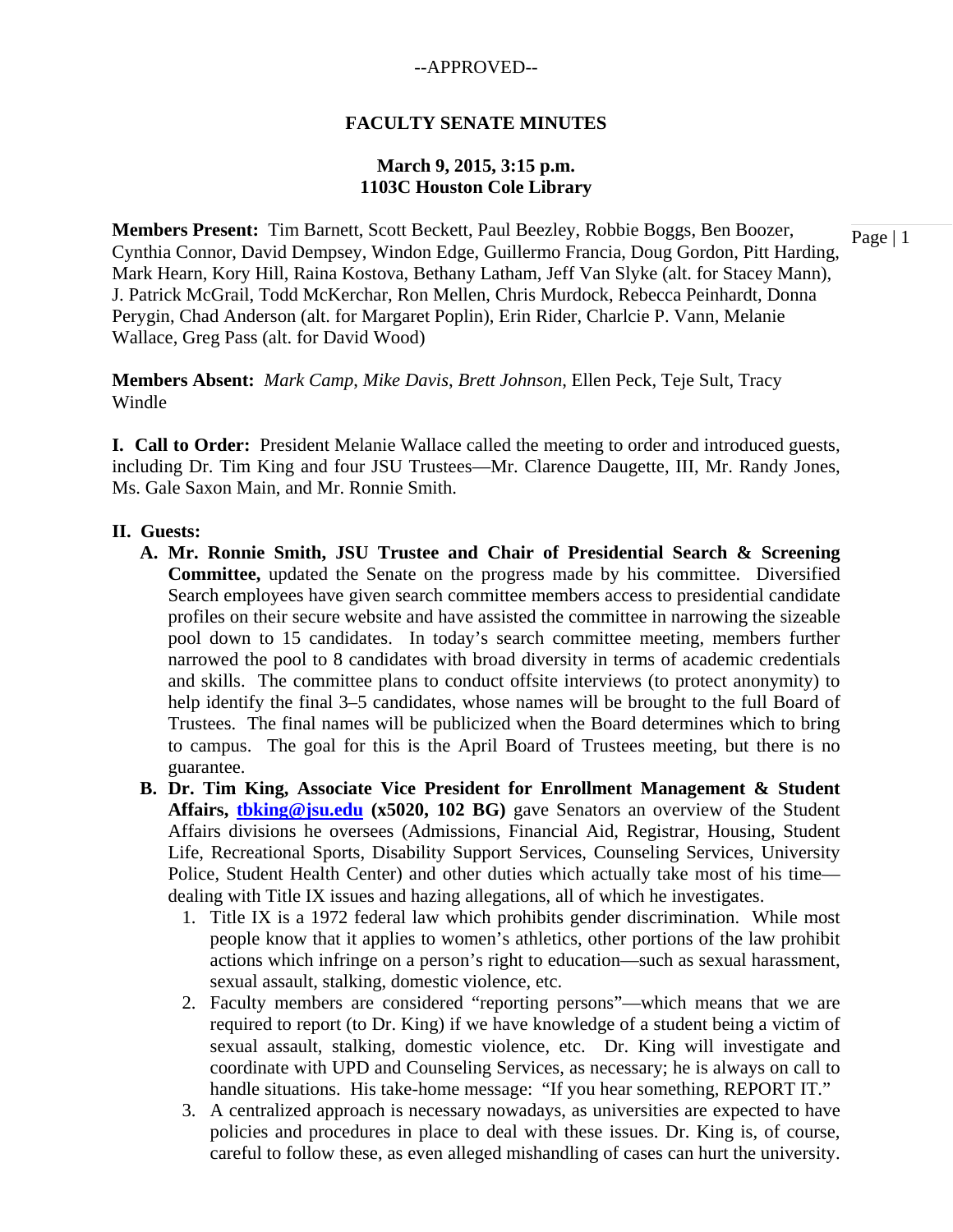--APPROVED--

# FACULTY SENATE MINUTES

**March 9, 2015, 3:15 p.m.**
**1103C Houston Cole Library**

**Members Present:** Tim Barnett, Scott Beckett, Paul Beezley, Robbie Boggs, Ben Boozer, Cynthia Connor, David Dempsey, Windon Edge, Guillermo Francia, Doug Gordon, Pitt Harding, Mark Hearn, Kory Hill, Raina Kostova, Bethany Latham, Jeff Van Slyke (alt. for Stacey Mann), J. Patrick McGrail, Todd McKerchar, Ron Mellen, Chris Murdock, Rebecca Peinhardt, Donna Perygin, Chad Anderson (alt. for Margaret Poplin), Erin Rider, Charlcie P. Vann, Melanie Wallace, Greg Pass (alt. for David Wood)

**Members Absent:** *Mark Camp*, *Mike Davis*, *Brett Johnson*, Ellen Peck, Teje Sult, Tracy Windle

**I. Call to Order:** President Melanie Wallace called the meeting to order and introduced guests, including Dr. Tim King and four JSU Trustees—Mr. Clarence Daugette, III, Mr. Randy Jones, Ms. Gale Saxon Main, and Mr. Ronnie Smith.

**II. Guests:**

A. **Mr. Ronnie Smith, JSU Trustee and Chair of Presidential Search & Screening Committee,** updated the Senate on the progress made by his committee. Diversified Search employees have given search committee members access to presidential candidate profiles on their secure website and have assisted the committee in narrowing the sizeable pool down to 15 candidates. In today's search committee meeting, members further narrowed the pool to 8 candidates with broad diversity in terms of academic credentials and skills. The committee plans to conduct offsite interviews (to protect anonymity) to help identify the final 3–5 candidates, whose names will be brought to the full Board of Trustees. The final names will be publicized when the Board determines which to bring to campus. The goal for this is the April Board of Trustees meeting, but there is no guarantee.

B. **Dr. Tim King, Associate Vice President for Enrollment Management & Student Affairs, [tbking@jsu.edu](mailto:tbking@jsu.edu) (x5020, 102 BG)** gave Senators an overview of the Student Affairs divisions he oversees (Admissions, Financial Aid, Registrar, Housing, Student Life, Recreational Sports, Disability Support Services, Counseling Services, University Police, Student Health Center) and other duties which actually take most of his time—dealing with Title IX issues and hazing allegations, all of which he investigates.

   1. Title IX is a 1972 federal law which prohibits gender discrimination. While most people know that it applies to women's athletics, other portions of the law prohibit actions which infringe on a person's right to education—such as sexual harassment, sexual assault, stalking, domestic violence, etc.
   2. Faculty members are considered "reporting persons"—which means that we are required to report (to Dr. King) if we have knowledge of a student being a victim of sexual assault, stalking, domestic violence, etc. Dr. King will investigate and coordinate with UPD and Counseling Services, as necessary; he is always on call to handle situations. His take-home message: "If you hear something, REPORT IT."
   3. A centralized approach is necessary nowadays, as universities are expected to have policies and procedures in place to deal with these issues. Dr. King is, of course, careful to follow these, as even alleged mishandling of cases can hurt the university.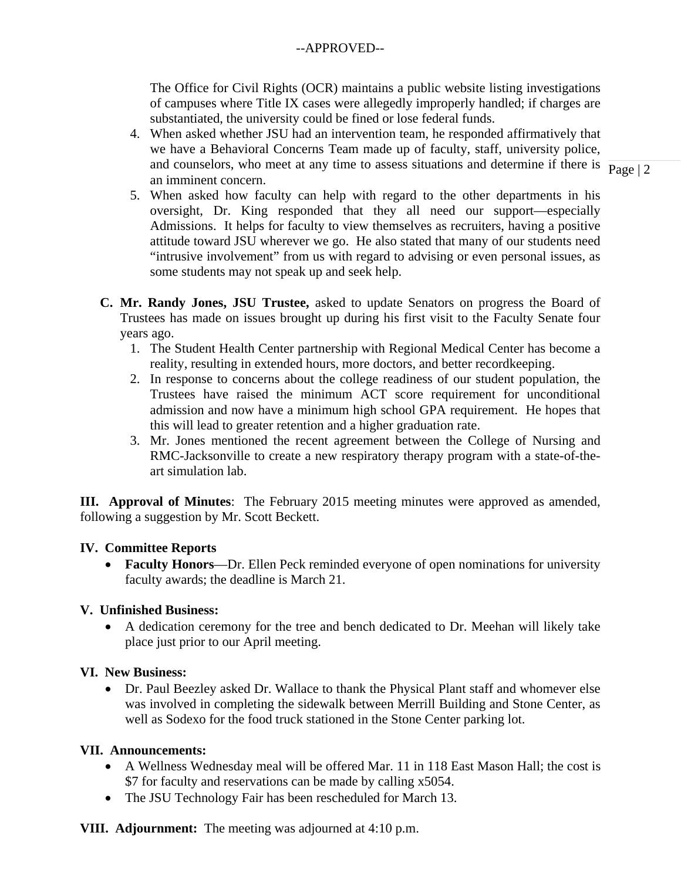--APPROVED--

The Office for Civil Rights (OCR) maintains a public website listing investigations of campuses where Title IX cases were allegedly improperly handled; if charges are substantiated, the university could be fined or lose federal funds.

4. When asked whether JSU had an intervention team, he responded affirmatively that we have a Behavioral Concerns Team made up of faculty, staff, university police, and counselors, who meet at any time to assess situations and determine if there is an imminent concern.
5. When asked how faculty can help with regard to the other departments in his oversight, Dr. King responded that they all need our support—especially Admissions. It helps for faculty to view themselves as recruiters, having a positive attitude toward JSU wherever we go. He also stated that many of our students need "intrusive involvement" from us with regard to advising or even personal issues, as some students may not speak up and seek help.

**C. Mr. Randy Jones, JSU Trustee,** asked to update Senators on progress the Board of Trustees has made on issues brought up during his first visit to the Faculty Senate four years ago.

1. The Student Health Center partnership with Regional Medical Center has become a reality, resulting in extended hours, more doctors, and better recordkeeping.
2. In response to concerns about the college readiness of our student population, the Trustees have raised the minimum ACT score requirement for unconditional admission and now have a minimum high school GPA requirement. He hopes that this will lead to greater retention and a higher graduation rate.
3. Mr. Jones mentioned the recent agreement between the College of Nursing and RMC-Jacksonville to create a new respiratory therapy program with a state-of-the-art simulation lab.

**III. Approval of Minutes**: The February 2015 meeting minutes were approved as amended, following a suggestion by Mr. Scott Beckett.

**IV. Committee Reports**

- **Faculty Honors**—Dr. Ellen Peck reminded everyone of open nominations for university faculty awards; the deadline is March 21.

**V. Unfinished Business:**

- A dedication ceremony for the tree and bench dedicated to Dr. Meehan will likely take place just prior to our April meeting.

**VI. New Business:**

- Dr. Paul Beezley asked Dr. Wallace to thank the Physical Plant staff and whomever else was involved in completing the sidewalk between Merrill Building and Stone Center, as well as Sodexo for the food truck stationed in the Stone Center parking lot.

**VII. Announcements:**

- A Wellness Wednesday meal will be offered Mar. 11 in 118 East Mason Hall; the cost is $7 for faculty and reservations can be made by calling x5054.
- The JSU Technology Fair has been rescheduled for March 13.

**VIII. Adjournment:** The meeting was adjourned at 4:10 p.m.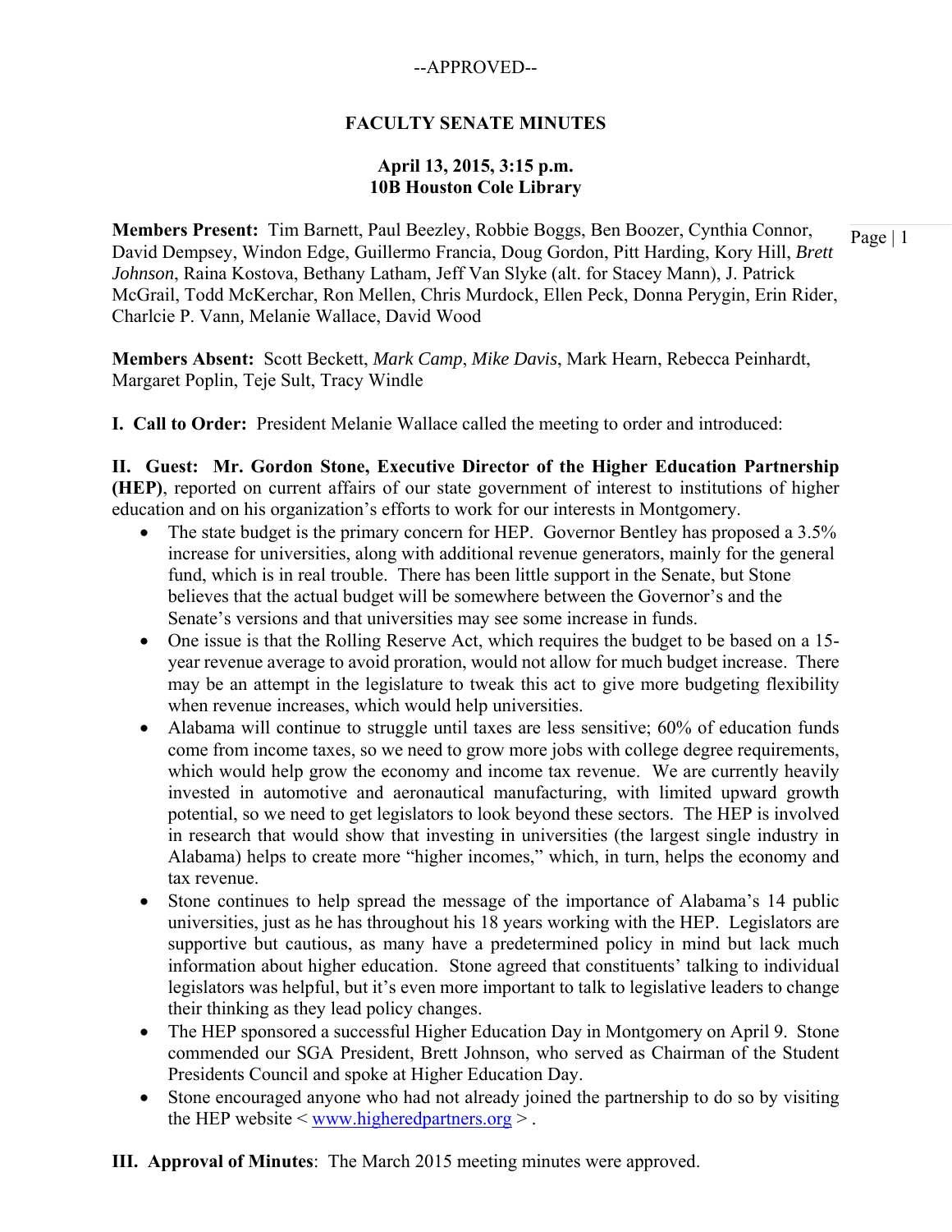--APPROVED--

# FACULTY SENATE MINUTES

**April 13, 2015, 3:15 p.m.**
**10B Houston Cole Library**

**Members Present:** Tim Barnett, Paul Beezley, Robbie Boggs, Ben Boozer, Cynthia Connor, David Dempsey, Windon Edge, Guillermo Francia, Doug Gordon, Pitt Harding, Kory Hill, *Brett Johnson*, Raina Kostova, Bethany Latham, Jeff Van Slyke (alt. for Stacey Mann), J. Patrick McGrail, Todd McKerchar, Ron Mellen, Chris Murdock, Ellen Peck, Donna Perygin, Erin Rider, Charlcie P. Vann, Melanie Wallace, David Wood

**Members Absent:** Scott Beckett, *Mark Camp*, *Mike Davis*, Mark Hearn, Rebecca Peinhardt, Margaret Poplin, Teje Sult, Tracy Windle

**I. Call to Order:** President Melanie Wallace called the meeting to order and introduced:

**II. Guest: Mr. Gordon Stone, Executive Director of the Higher Education Partnership (HEP)**, reported on current affairs of our state government of interest to institutions of higher education and on his organization's efforts to work for our interests in Montgomery.

- The state budget is the primary concern for HEP. Governor Bentley has proposed a 3.5% increase for universities, along with additional revenue generators, mainly for the general fund, which is in real trouble. There has been little support in the Senate, but Stone believes that the actual budget will be somewhere between the Governor's and the Senate's versions and that universities may see some increase in funds.
- One issue is that the Rolling Reserve Act, which requires the budget to be based on a 15-year revenue average to avoid proration, would not allow for much budget increase. There may be an attempt in the legislature to tweak this act to give more budgeting flexibility when revenue increases, which would help universities.
- Alabama will continue to struggle until taxes are less sensitive; 60% of education funds come from income taxes, so we need to grow more jobs with college degree requirements, which would help grow the economy and income tax revenue. We are currently heavily invested in automotive and aeronautical manufacturing, with limited upward growth potential, so we need to get legislators to look beyond these sectors. The HEP is involved in research that would show that investing in universities (the largest single industry in Alabama) helps to create more "higher incomes," which, in turn, helps the economy and tax revenue.
- Stone continues to help spread the message of the importance of Alabama's 14 public universities, just as he has throughout his 18 years working with the HEP. Legislators are supportive but cautious, as many have a predetermined policy in mind but lack much information about higher education. Stone agreed that constituents' talking to individual legislators was helpful, but it's even more important to talk to legislative leaders to change their thinking as they lead policy changes.
- The HEP sponsored a successful Higher Education Day in Montgomery on April 9. Stone commended our SGA President, Brett Johnson, who served as Chairman of the Student Presidents Council and spoke at Higher Education Day.
- Stone encouraged anyone who had not already joined the partnership to do so by visiting the HEP website < www.higheredpartners.org > .

**III. Approval of Minutes**: The March 2015 meeting minutes were approved.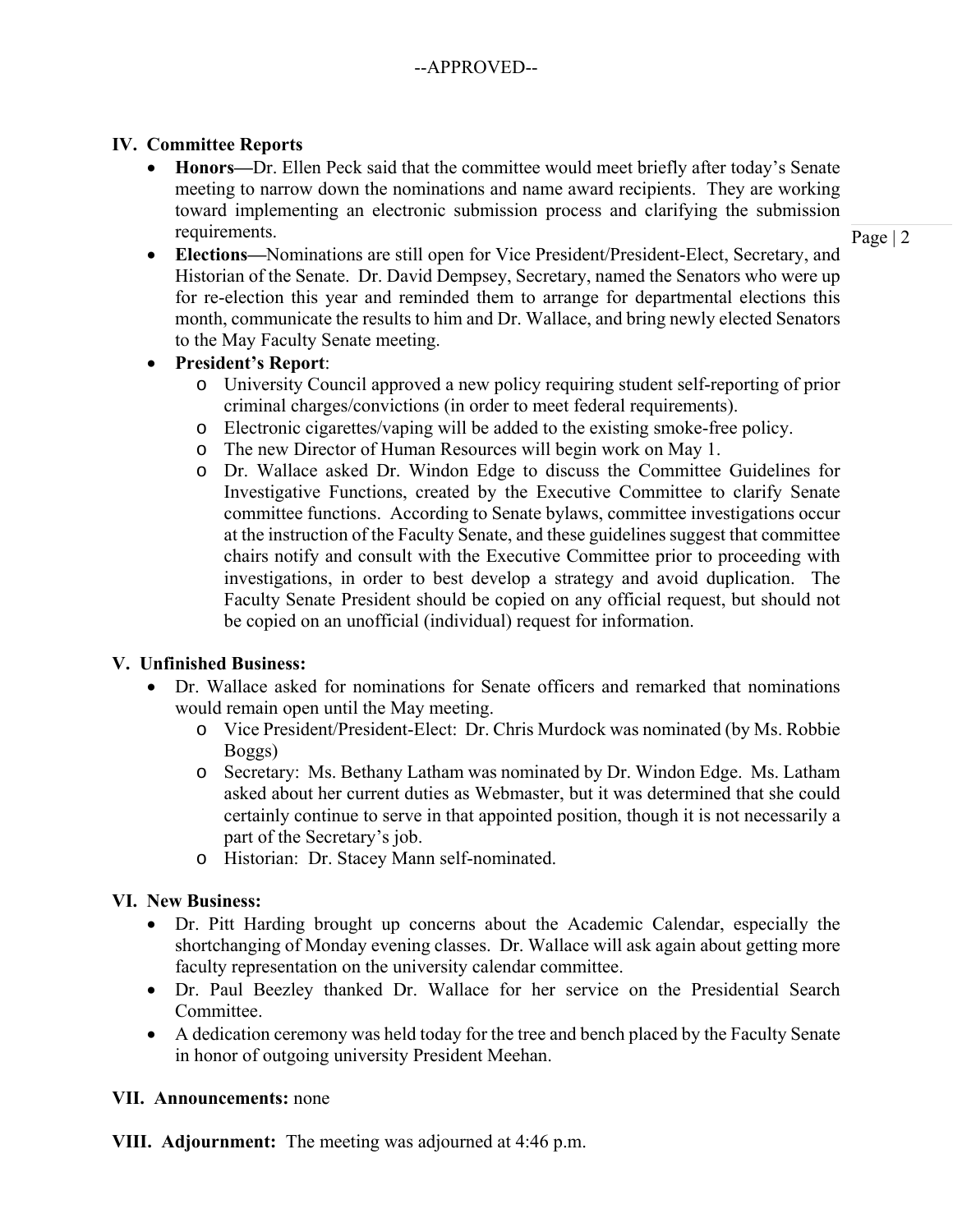--APPROVED--

## IV. Committee Reports

- **Honors—**Dr. Ellen Peck said that the committee would meet briefly after today's Senate meeting to narrow down the nominations and name award recipients. They are working toward implementing an electronic submission process and clarifying the submission requirements.
- **Elections—**Nominations are still open for Vice President/President-Elect, Secretary, and Historian of the Senate. Dr. David Dempsey, Secretary, named the Senators who were up for re-election this year and reminded them to arrange for departmental elections this month, communicate the results to him and Dr. Wallace, and bring newly elected Senators to the May Faculty Senate meeting.
- **President's Report**:
  - University Council approved a new policy requiring student self-reporting of prior criminal charges/convictions (in order to meet federal requirements).
  - Electronic cigarettes/vaping will be added to the existing smoke-free policy.
  - The new Director of Human Resources will begin work on May 1.
  - Dr. Wallace asked Dr. Windon Edge to discuss the Committee Guidelines for Investigative Functions, created by the Executive Committee to clarify Senate committee functions. According to Senate bylaws, committee investigations occur at the instruction of the Faculty Senate, and these guidelines suggest that committee chairs notify and consult with the Executive Committee prior to proceeding with investigations, in order to best develop a strategy and avoid duplication. The Faculty Senate President should be copied on any official request, but should not be copied on an unofficial (individual) request for information.

## V. Unfinished Business:

- Dr. Wallace asked for nominations for Senate officers and remarked that nominations would remain open until the May meeting.
  - Vice President/President-Elect: Dr. Chris Murdock was nominated (by Ms. Robbie Boggs)
  - Secretary: Ms. Bethany Latham was nominated by Dr. Windon Edge. Ms. Latham asked about her current duties as Webmaster, but it was determined that she could certainly continue to serve in that appointed position, though it is not necessarily a part of the Secretary's job.
  - Historian: Dr. Stacey Mann self-nominated.

## VI. New Business:

- Dr. Pitt Harding brought up concerns about the Academic Calendar, especially the shortchanging of Monday evening classes. Dr. Wallace will ask again about getting more faculty representation on the university calendar committee.
- Dr. Paul Beezley thanked Dr. Wallace for her service on the Presidential Search Committee.
- A dedication ceremony was held today for the tree and bench placed by the Faculty Senate in honor of outgoing university President Meehan.

## VII. Announcements: none

## VIII. Adjournment: The meeting was adjourned at 4:46 p.m.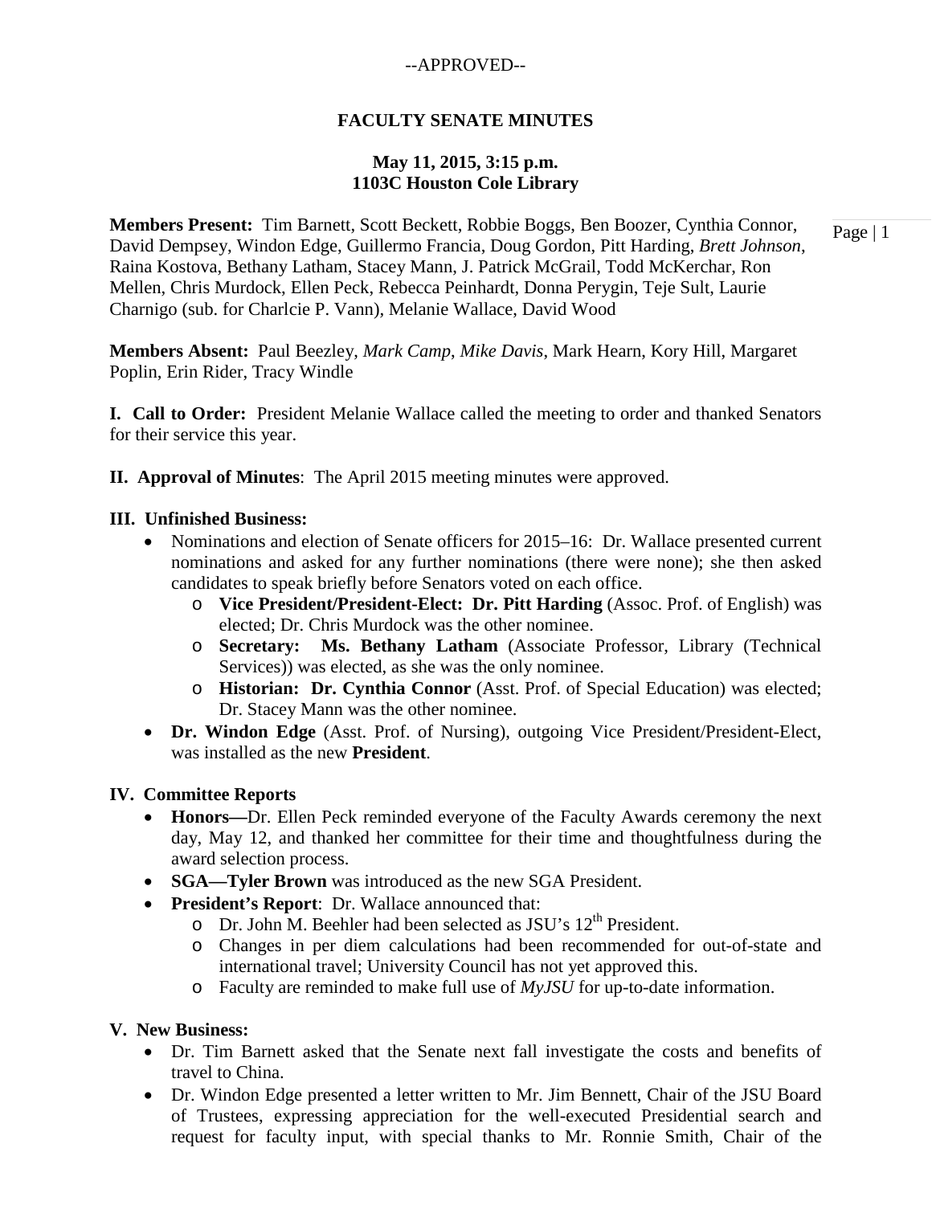--APPROVED--

# FACULTY SENATE MINUTES

## May 11, 2015, 3:15 p.m.
## 1103C Houston Cole Library

**Members Present:** Tim Barnett, Scott Beckett, Robbie Boggs, Ben Boozer, Cynthia Connor, David Dempsey, Windon Edge, Guillermo Francia, Doug Gordon, Pitt Harding, *Brett Johnson*, Raina Kostova, Bethany Latham, Stacey Mann, J. Patrick McGrail, Todd McKerchar, Ron Mellen, Chris Murdock, Ellen Peck, Rebecca Peinhardt, Donna Perygin, Teje Sult, Laurie Charnigo (sub. for Charlcie P. Vann), Melanie Wallace, David Wood

**Members Absent:** Paul Beezley, *Mark Camp*, *Mike Davis*, Mark Hearn, Kory Hill, Margaret Poplin, Erin Rider, Tracy Windle

**I. Call to Order:** President Melanie Wallace called the meeting to order and thanked Senators for their service this year.

**II. Approval of Minutes**: The April 2015 meeting minutes were approved.

**III. Unfinished Business:**

- Nominations and election of Senate officers for 2015–16: Dr. Wallace presented current nominations and asked for any further nominations (there were none); she then asked candidates to speak briefly before Senators voted on each office.
  - **Vice President/President-Elect: Dr. Pitt Harding** (Assoc. Prof. of English) was elected; Dr. Chris Murdock was the other nominee.
  - **Secretary: Ms. Bethany Latham** (Associate Professor, Library (Technical Services)) was elected, as she was the only nominee.
  - **Historian: Dr. Cynthia Connor** (Asst. Prof. of Special Education) was elected; Dr. Stacey Mann was the other nominee.
- **Dr. Windon Edge** (Asst. Prof. of Nursing), outgoing Vice President/President-Elect, was installed as the new **President**.

**IV. Committee Reports**

- **Honors—**Dr. Ellen Peck reminded everyone of the Faculty Awards ceremony the next day, May 12, and thanked her committee for their time and thoughtfulness during the award selection process.
- **SGA—Tyler Brown** was introduced as the new SGA President.
- **President's Report**: Dr. Wallace announced that:
  - Dr. John M. Beehler had been selected as JSU's 12th President.
  - Changes in per diem calculations had been recommended for out-of-state and international travel; University Council has not yet approved this.
  - Faculty are reminded to make full use of *MyJSU* for up-to-date information.

**V. New Business:**

- Dr. Tim Barnett asked that the Senate next fall investigate the costs and benefits of travel to China.
- Dr. Windon Edge presented a letter written to Mr. Jim Bennett, Chair of the JSU Board of Trustees, expressing appreciation for the well-executed Presidential search and request for faculty input, with special thanks to Mr. Ronnie Smith, Chair of the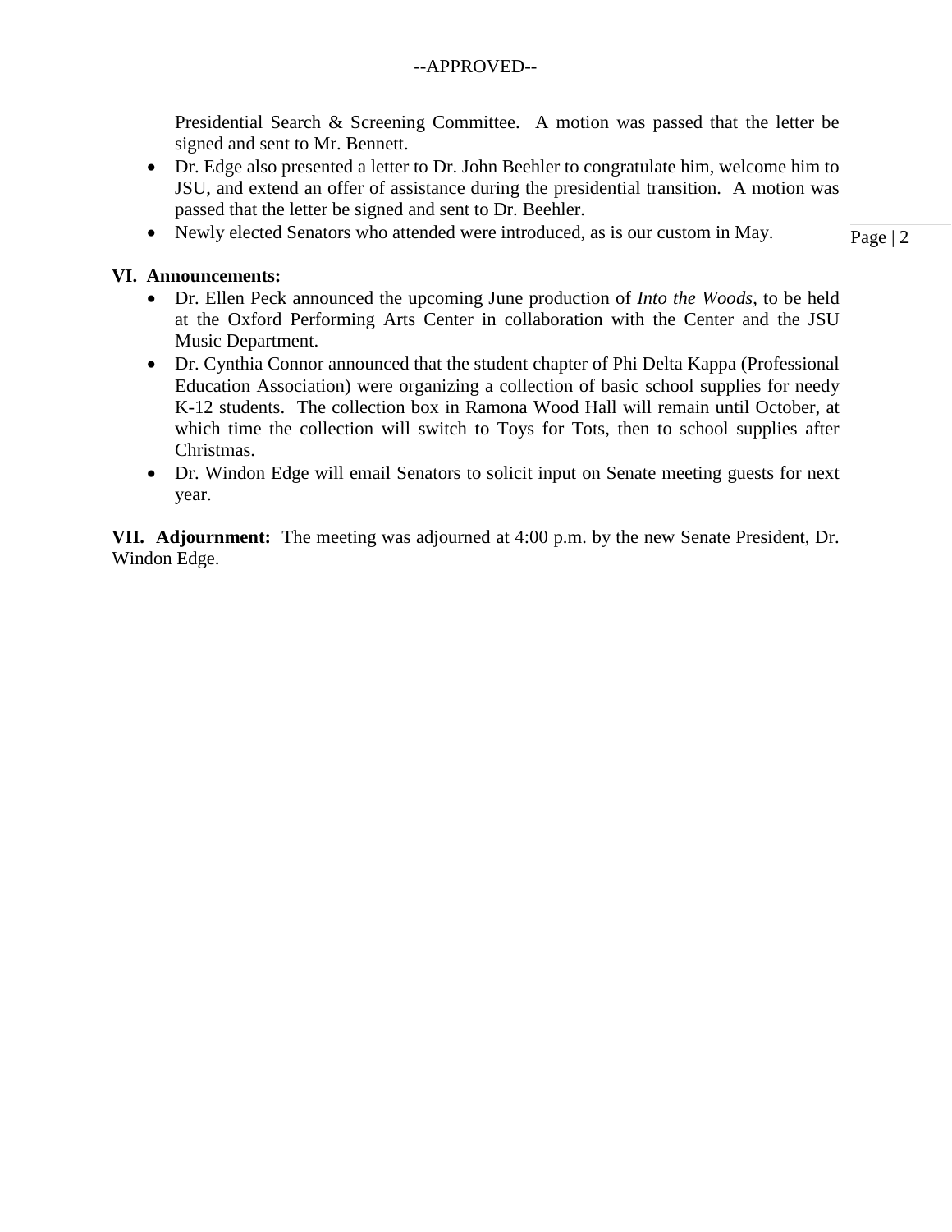Presidential Search & Screening Committee. A motion was passed that the letter be signed and sent to Mr. Bennett.

- Dr. Edge also presented a letter to Dr. John Beehler to congratulate him, welcome him to JSU, and extend an offer of assistance during the presidential transition. A motion was passed that the letter be signed and sent to Dr. Beehler.
- Newly elected Senators who attended were introduced, as is our custom in May.

**VI. Announcements:**

- Dr. Ellen Peck announced the upcoming June production of *Into the Woods*, to be held at the Oxford Performing Arts Center in collaboration with the Center and the JSU Music Department.
- Dr. Cynthia Connor announced that the student chapter of Phi Delta Kappa (Professional Education Association) were organizing a collection of basic school supplies for needy K-12 students. The collection box in Ramona Wood Hall will remain until October, at which time the collection will switch to Toys for Tots, then to school supplies after Christmas.
- Dr. Windon Edge will email Senators to solicit input on Senate meeting guests for next year.

**VII. Adjournment:** The meeting was adjourned at 4:00 p.m. by the new Senate President, Dr. Windon Edge.